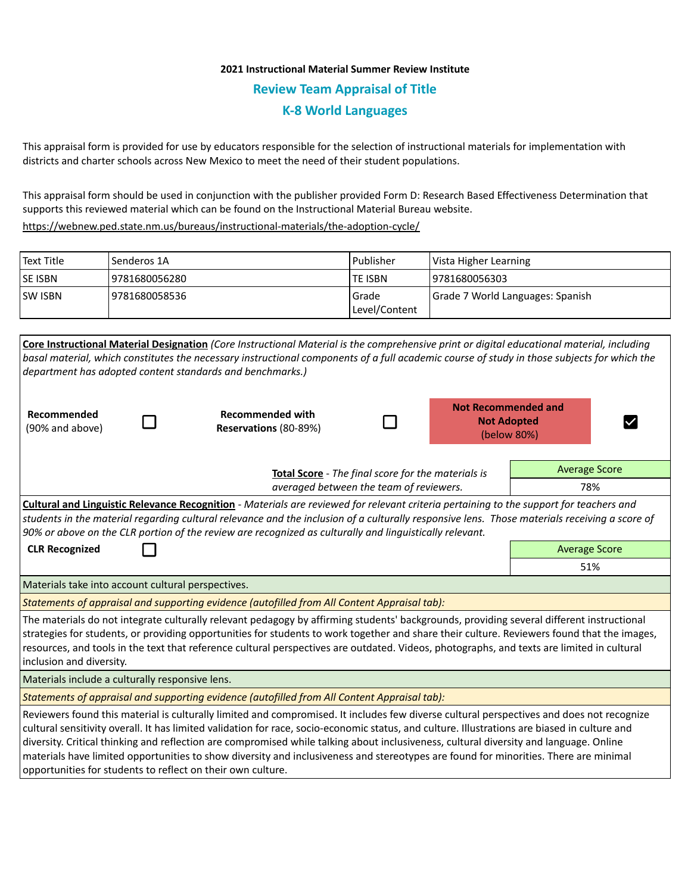**2021 Instructional Material Summer Review Institute**

## Review Team Appraisal of Title

## K-8 World Languages

This appraisal form is provided for use by educators responsible for the selection of instructional materials for implementation with districts and charter schools across New Mexico to meet the need of their student populations.

This appraisal form should be used in conjunction with the publisher provided Form D: Research Based Effectiveness Determination that supports this reviewed material which can be found on the Instructional Material Bureau website.

https://webnew.ped.state.nm.us/bureaus/instructional-materials/the-adoption-cycle/

| Text Title | Senderos 1A | Publisher | Vista Higher Learning |
|---|---|---|---|
| SE ISBN | 9781680056280 | TE ISBN | 9781680056303 |
| SW ISBN | 9781680058536 | Grade Level/Content | Grade 7 World Languages: Spanish |

**Core Instructional Material Designation** *(Core Instructional Material is the comprehensive print or digital educational material, including basal material, which constitutes the necessary instructional components of a full academic course of study in those subjects for which the department has adopted content standards and benchmarks.)*

| **Recommended** (90% and above) | ☐ | **Recommended with Reservations** (80-89%) | ☐ | **Not Recommended and Not Adopted** (below 80%) | ☑ |
|---|---|---|---|---|---|

**Total Score** - *The final score for the materials is averaged between the team of reviewers.*

| Average Score |
|---|
| 78% |

**Cultural and Linguistic Relevance Recognition** - *Materials are reviewed for relevant criteria pertaining to the support for teachers and students in the material regarding cultural relevance and the inclusion of a culturally responsive lens. Those materials receiving a score of 90% or above on the CLR portion of the review are recognized as culturally and linguistically relevant.*

**CLR Recognized** ☐

| Average Score |
|---|
| 51% |

Materials take into account cultural perspectives.

*Statements of appraisal and supporting evidence (autofilled from All Content Appraisal tab):*

The materials do not integrate culturally relevant pedagogy by affirming students' backgrounds, providing several different instructional strategies for students, or providing opportunities for students to work together and share their culture. Reviewers found that the images, resources, and tools in the text that reference cultural perspectives are outdated. Videos, photographs, and texts are limited in cultural inclusion and diversity.

Materials include a culturally responsive lens.

*Statements of appraisal and supporting evidence (autofilled from All Content Appraisal tab):*

Reviewers found this material is culturally limited and compromised. It includes few diverse cultural perspectives and does not recognize cultural sensitivity overall. It has limited validation for race, socio-economic status, and culture. Illustrations are biased in culture and diversity. Critical thinking and reflection are compromised while talking about inclusiveness, cultural diversity and language. Online materials have limited opportunities to show diversity and inclusiveness and stereotypes are found for minorities. There are minimal opportunities for students to reflect on their own culture.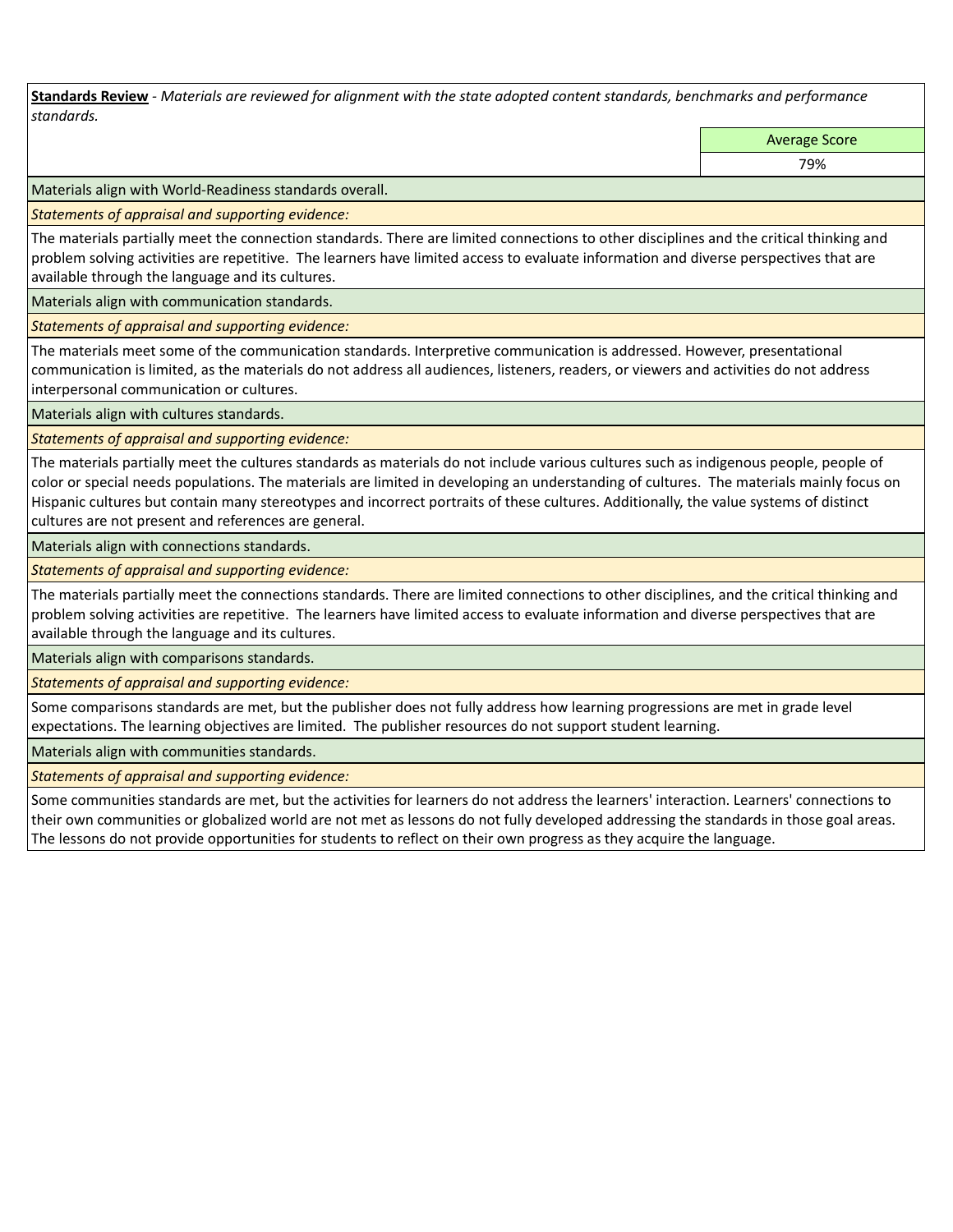**Standards Review** - *Materials are reviewed for alignment with the state adopted content standards, benchmarks and performance standards.*

| | Average Score |
|---|---|
| | 79% |

Materials align with World-Readiness standards overall.

*Statements of appraisal and supporting evidence:*

The materials partially meet the connection standards. There are limited connections to other disciplines and the critical thinking and problem solving activities are repetitive.  The learners have limited access to evaluate information and diverse perspectives that are available through the language and its cultures.

Materials align with communication standards.

*Statements of appraisal and supporting evidence:*

The materials meet some of the communication standards. Interpretive communication is addressed. However, presentational communication is limited, as the materials do not address all audiences, listeners, readers, or viewers and activities do not address interpersonal communication or cultures.

Materials align with cultures standards.

*Statements of appraisal and supporting evidence:*

The materials partially meet the cultures standards as materials do not include various cultures such as indigenous people, people of color or special needs populations. The materials are limited in developing an understanding of cultures.  The materials mainly focus on Hispanic cultures but contain many stereotypes and incorrect portraits of these cultures. Additionally, the value systems of distinct cultures are not present and references are general.

Materials align with connections standards.

*Statements of appraisal and supporting evidence:*

The materials partially meet the connections standards. There are limited connections to other disciplines, and the critical thinking and problem solving activities are repetitive.  The learners have limited access to evaluate information and diverse perspectives that are available through the language and its cultures.

Materials align with comparisons standards.

*Statements of appraisal and supporting evidence:*

Some comparisons standards are met, but the publisher does not fully address how learning progressions are met in grade level expectations. The learning objectives are limited.  The publisher resources do not support student learning.

Materials align with communities standards.

*Statements of appraisal and supporting evidence:*

Some communities standards are met, but the activities for learners do not address the learners' interaction. Learners' connections to their own communities or globalized world are not met as lessons do not fully developed addressing the standards in those goal areas. The lessons do not provide opportunities for students to reflect on their own progress as they acquire the language.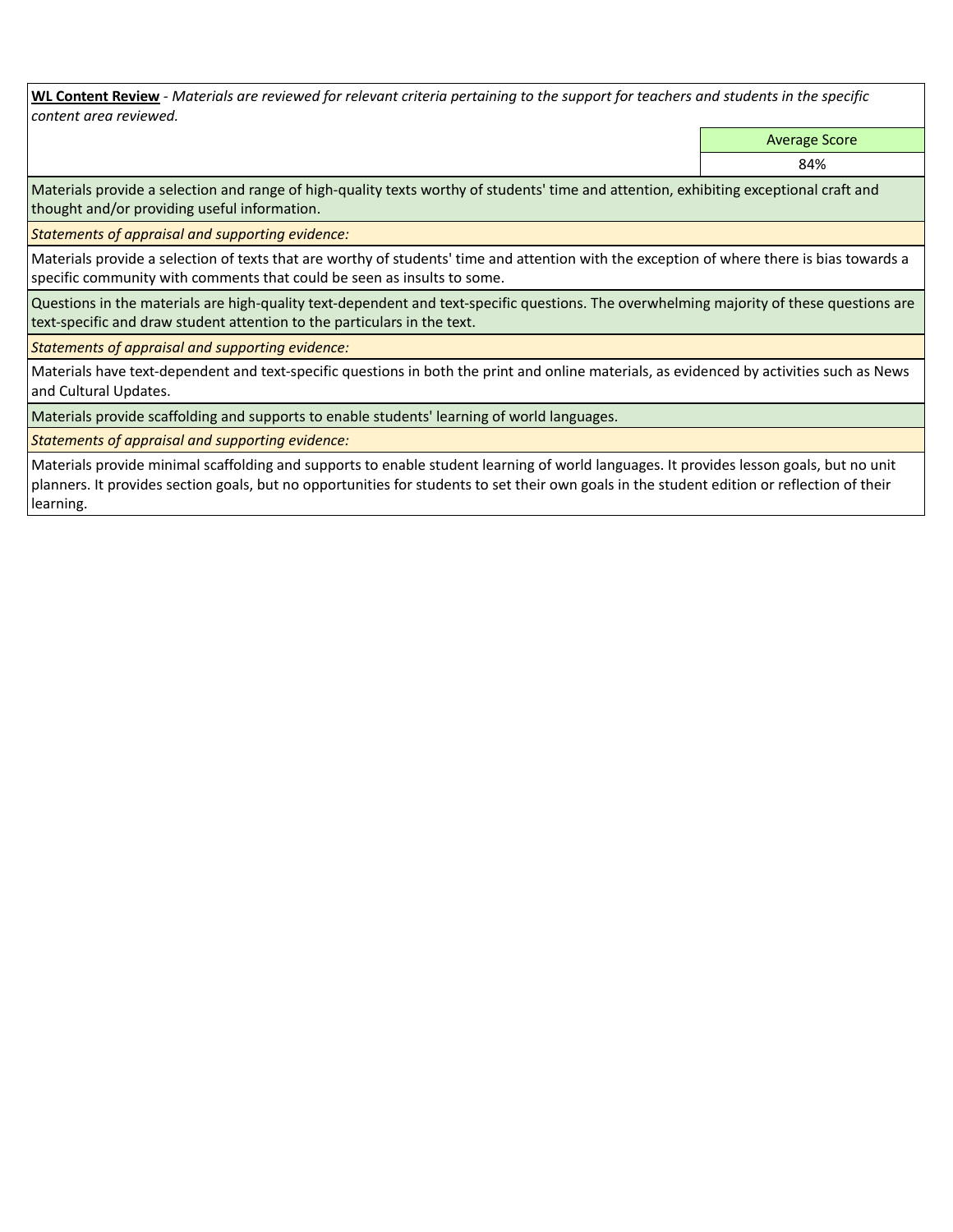**WL Content Review** - *Materials are reviewed for relevant criteria pertaining to the support for teachers and students in the specific content area reviewed.*

| Average Score |
| --- |
| 84% |

Materials provide a selection and range of high-quality texts worthy of students' time and attention, exhibiting exceptional craft and thought and/or providing useful information.

*Statements of appraisal and supporting evidence:*

Materials provide a selection of texts that are worthy of students' time and attention with the exception of where there is bias towards a specific community with comments that could be seen as insults to some.

Questions in the materials are high-quality text-dependent and text-specific questions. The overwhelming majority of these questions are text-specific and draw student attention to the particulars in the text.

*Statements of appraisal and supporting evidence:*

Materials have text-dependent and text-specific questions in both the print and online materials, as evidenced by activities such as News and Cultural Updates.

Materials provide scaffolding and supports to enable students' learning of world languages.

*Statements of appraisal and supporting evidence:*

Materials provide minimal scaffolding and supports to enable student learning of world languages. It provides lesson goals, but no unit planners. It provides section goals, but no opportunities for students to set their own goals in the student edition or reflection of their learning.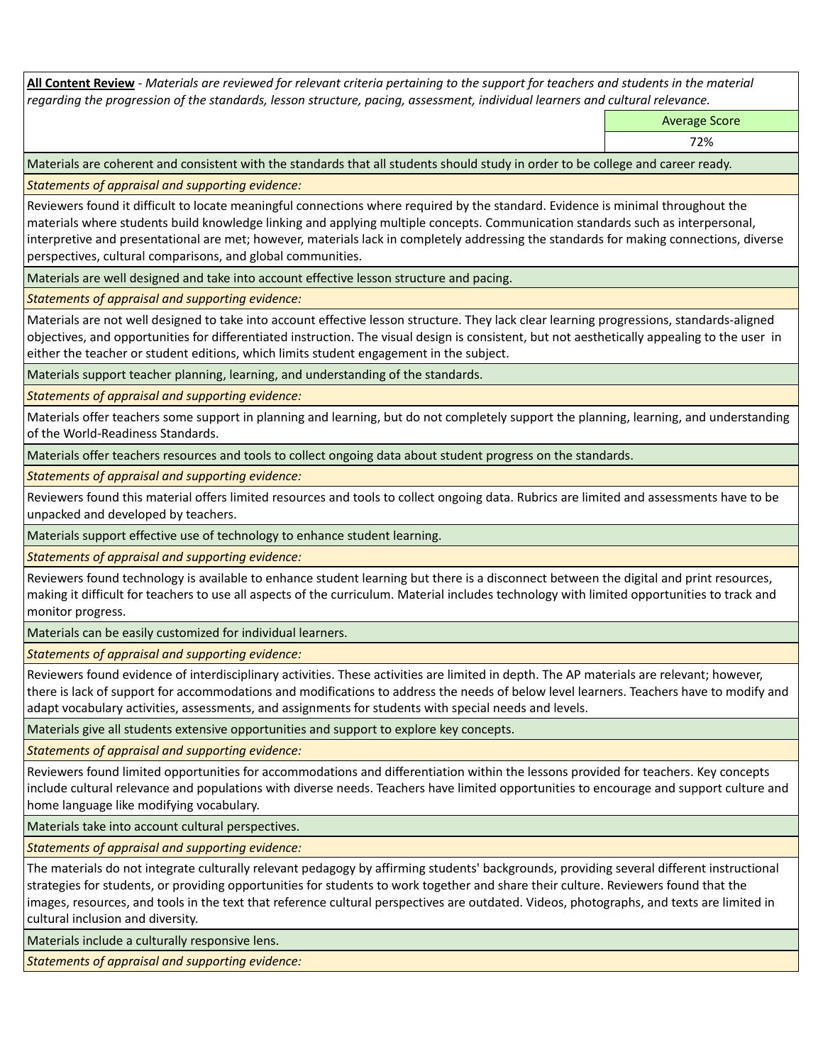**All Content Review** - *Materials are reviewed for relevant criteria pertaining to the support for teachers and students in the material regarding the progression of the standards, lesson structure, pacing, assessment, individual learners and cultural relevance.*

| | Average Score |
|---|---|
| | 72% |

Materials are coherent and consistent with the standards that all students should study in order to be college and career ready.

*Statements of appraisal and supporting evidence:*

Reviewers found it difficult to locate meaningful connections where required by the standard. Evidence is minimal throughout the materials where students build knowledge linking and applying multiple concepts. Communication standards such as interpersonal, interpretive and presentational are met; however, materials lack in completely addressing the standards for making connections, diverse perspectives, cultural comparisons, and global communities.

Materials are well designed and take into account effective lesson structure and pacing.

*Statements of appraisal and supporting evidence:*

Materials are not well designed to take into account effective lesson structure. They lack clear learning progressions, standards-aligned objectives, and opportunities for differentiated instruction. The visual design is consistent, but not aesthetically appealing to the user in either the teacher or student editions, which limits student engagement in the subject.

Materials support teacher planning, learning, and understanding of the standards.

*Statements of appraisal and supporting evidence:*

Materials offer teachers some support in planning and learning, but do not completely support the planning, learning, and understanding of the World-Readiness Standards.

Materials offer teachers resources and tools to collect ongoing data about student progress on the standards.

*Statements of appraisal and supporting evidence:*

Reviewers found this material offers limited resources and tools to collect ongoing data. Rubrics are limited and assessments have to be unpacked and developed by teachers.

Materials support effective use of technology to enhance student learning.

*Statements of appraisal and supporting evidence:*

Reviewers found technology is available to enhance student learning but there is a disconnect between the digital and print resources, making it difficult for teachers to use all aspects of the curriculum. Material includes technology with limited opportunities to track and monitor progress.

Materials can be easily customized for individual learners.

*Statements of appraisal and supporting evidence:*

Reviewers found evidence of interdisciplinary activities. These activities are limited in depth. The AP materials are relevant; however, there is lack of support for accommodations and modifications to address the needs of below level learners. Teachers have to modify and adapt vocabulary activities, assessments, and assignments for students with special needs and levels.

Materials give all students extensive opportunities and support to explore key concepts.

*Statements of appraisal and supporting evidence:*

Reviewers found limited opportunities for accommodations and differentiation within the lessons provided for teachers. Key concepts include cultural relevance and populations with diverse needs. Teachers have limited opportunities to encourage and support culture and home language like modifying vocabulary.

Materials take into account cultural perspectives.

*Statements of appraisal and supporting evidence:*

The materials do not integrate culturally relevant pedagogy by affirming students' backgrounds, providing several different instructional strategies for students, or providing opportunities for students to work together and share their culture. Reviewers found that the images, resources, and tools in the text that reference cultural perspectives are outdated. Videos, photographs, and texts are limited in cultural inclusion and diversity.

Materials include a culturally responsive lens.

*Statements of appraisal and supporting evidence:*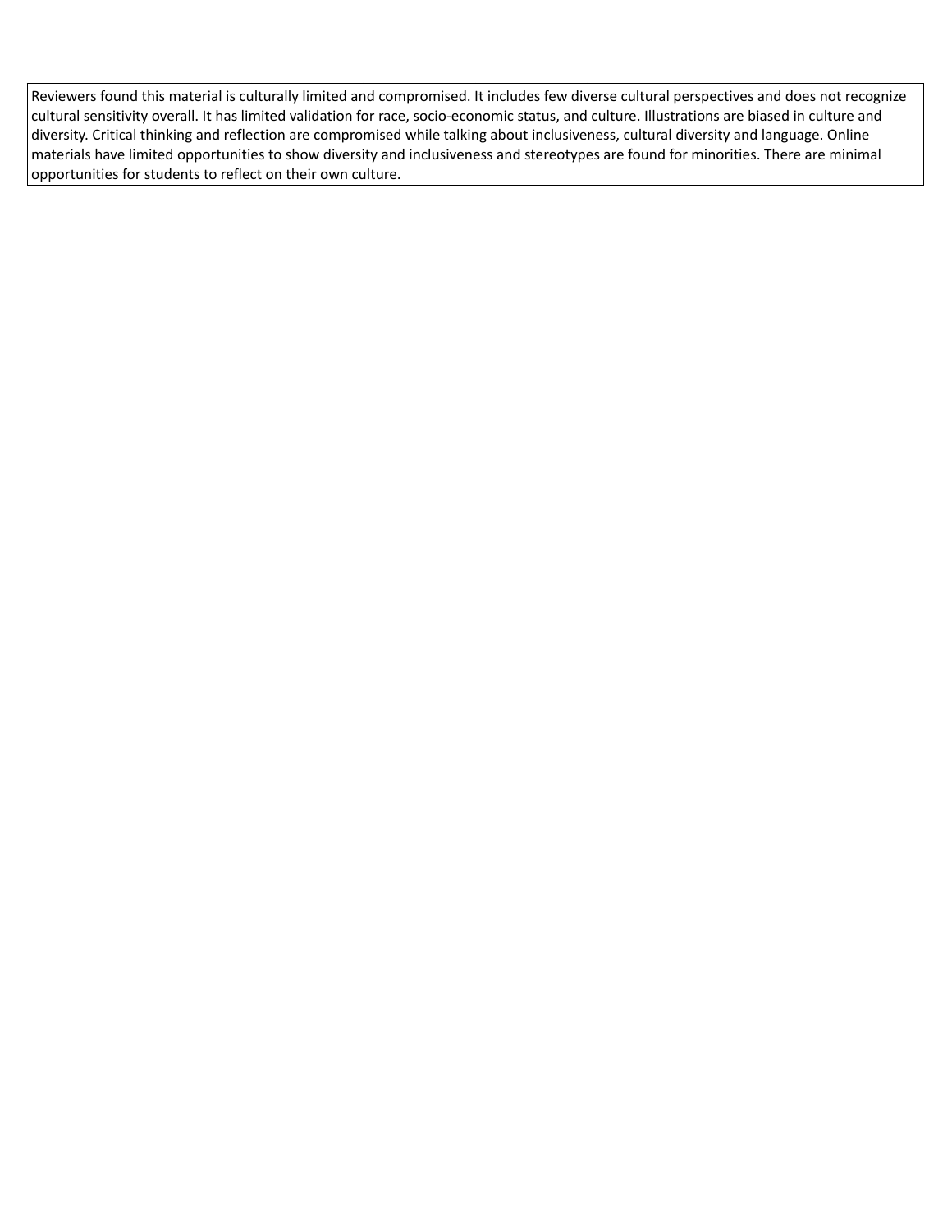Reviewers found this material is culturally limited and compromised. It includes few diverse cultural perspectives and does not recognize cultural sensitivity overall. It has limited validation for race, socio-economic status, and culture. Illustrations are biased in culture and diversity. Critical thinking and reflection are compromised while talking about inclusiveness, cultural diversity and language. Online materials have limited opportunities to show diversity and inclusiveness and stereotypes are found for minorities. There are minimal opportunities for students to reflect on their own culture.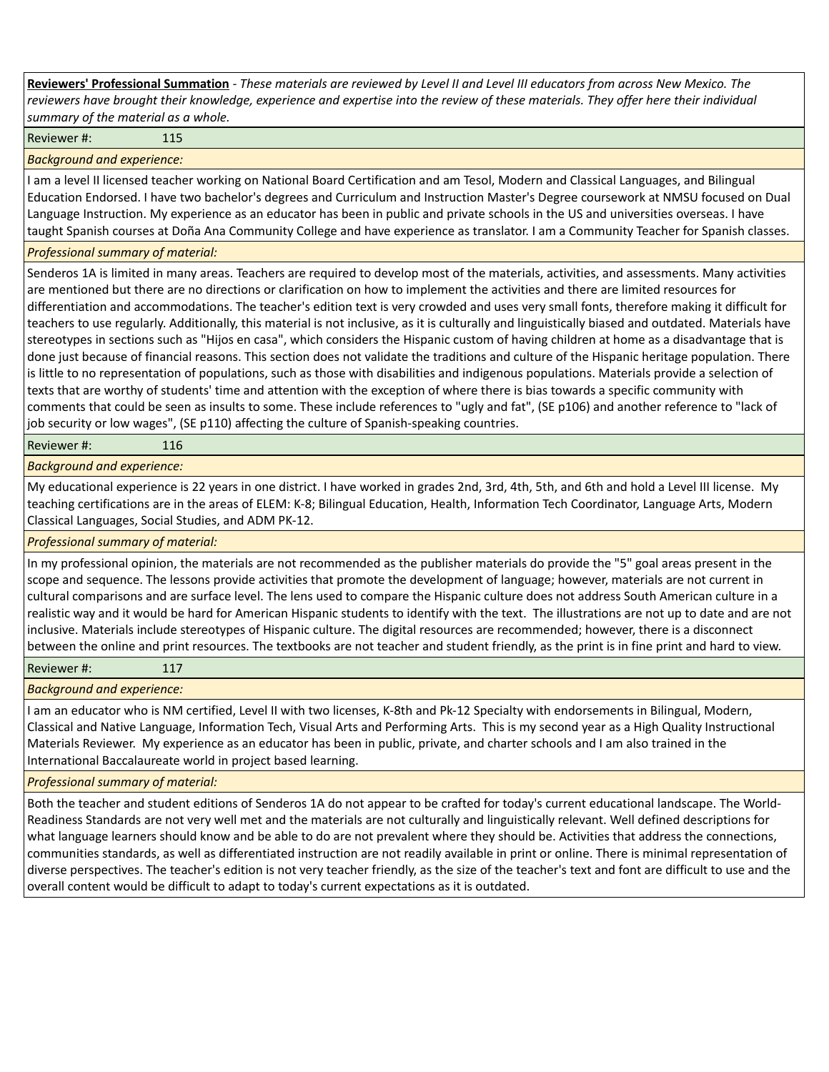**Reviewers' Professional Summation** - *These materials are reviewed by Level II and Level III educators from across New Mexico. The reviewers have brought their knowledge, experience and expertise into the review of these materials. They offer here their individual summary of the material as a whole.*

Reviewer #: 115

*Background and experience:*

I am a level II licensed teacher working on National Board Certification and am Tesol, Modern and Classical Languages, and Bilingual Education Endorsed. I have two bachelor's degrees and Curriculum and Instruction Master's Degree coursework at NMSU focused on Dual Language Instruction. My experience as an educator has been in public and private schools in the US and universities overseas. I have taught Spanish courses at Doña Ana Community College and have experience as translator. I am a Community Teacher for Spanish classes.

*Professional summary of material:*

Senderos 1A is limited in many areas. Teachers are required to develop most of the materials, activities, and assessments. Many activities are mentioned but there are no directions or clarification on how to implement the activities and there are limited resources for differentiation and accommodations. The teacher's edition text is very crowded and uses very small fonts, therefore making it difficult for teachers to use regularly. Additionally, this material is not inclusive, as it is culturally and linguistically biased and outdated. Materials have stereotypes in sections such as "Hijos en casa", which considers the Hispanic custom of having children at home as a disadvantage that is done just because of financial reasons. This section does not validate the traditions and culture of the Hispanic heritage population. There is little to no representation of populations, such as those with disabilities and indigenous populations. Materials provide a selection of texts that are worthy of students' time and attention with the exception of where there is bias towards a specific community with comments that could be seen as insults to some. These include references to "ugly and fat", (SE p106) and another reference to "lack of job security or low wages", (SE p110) affecting the culture of Spanish-speaking countries.

Reviewer #: 116

*Background and experience:*

My educational experience is 22 years in one district. I have worked in grades 2nd, 3rd, 4th, 5th, and 6th and hold a Level III license. My teaching certifications are in the areas of ELEM: K-8; Bilingual Education, Health, Information Tech Coordinator, Language Arts, Modern Classical Languages, Social Studies, and ADM PK-12.

*Professional summary of material:*

In my professional opinion, the materials are not recommended as the publisher materials do provide the "5" goal areas present in the scope and sequence. The lessons provide activities that promote the development of language; however, materials are not current in cultural comparisons and are surface level. The lens used to compare the Hispanic culture does not address South American culture in a realistic way and it would be hard for American Hispanic students to identify with the text. The illustrations are not up to date and are not inclusive. Materials include stereotypes of Hispanic culture. The digital resources are recommended; however, there is a disconnect between the online and print resources. The textbooks are not teacher and student friendly, as the print is in fine print and hard to view.

Reviewer #: 117

*Background and experience:*

I am an educator who is NM certified, Level II with two licenses, K-8th and Pk-12 Specialty with endorsements in Bilingual, Modern, Classical and Native Language, Information Tech, Visual Arts and Performing Arts. This is my second year as a High Quality Instructional Materials Reviewer. My experience as an educator has been in public, private, and charter schools and I am also trained in the International Baccalaureate world in project based learning.

*Professional summary of material:*

Both the teacher and student editions of Senderos 1A do not appear to be crafted for today's current educational landscape. The World-Readiness Standards are not very well met and the materials are not culturally and linguistically relevant. Well defined descriptions for what language learners should know and be able to do are not prevalent where they should be. Activities that address the connections, communities standards, as well as differentiated instruction are not readily available in print or online. There is minimal representation of diverse perspectives. The teacher's edition is not very teacher friendly, as the size of the teacher's text and font are difficult to use and the overall content would be difficult to adapt to today's current expectations as it is outdated.